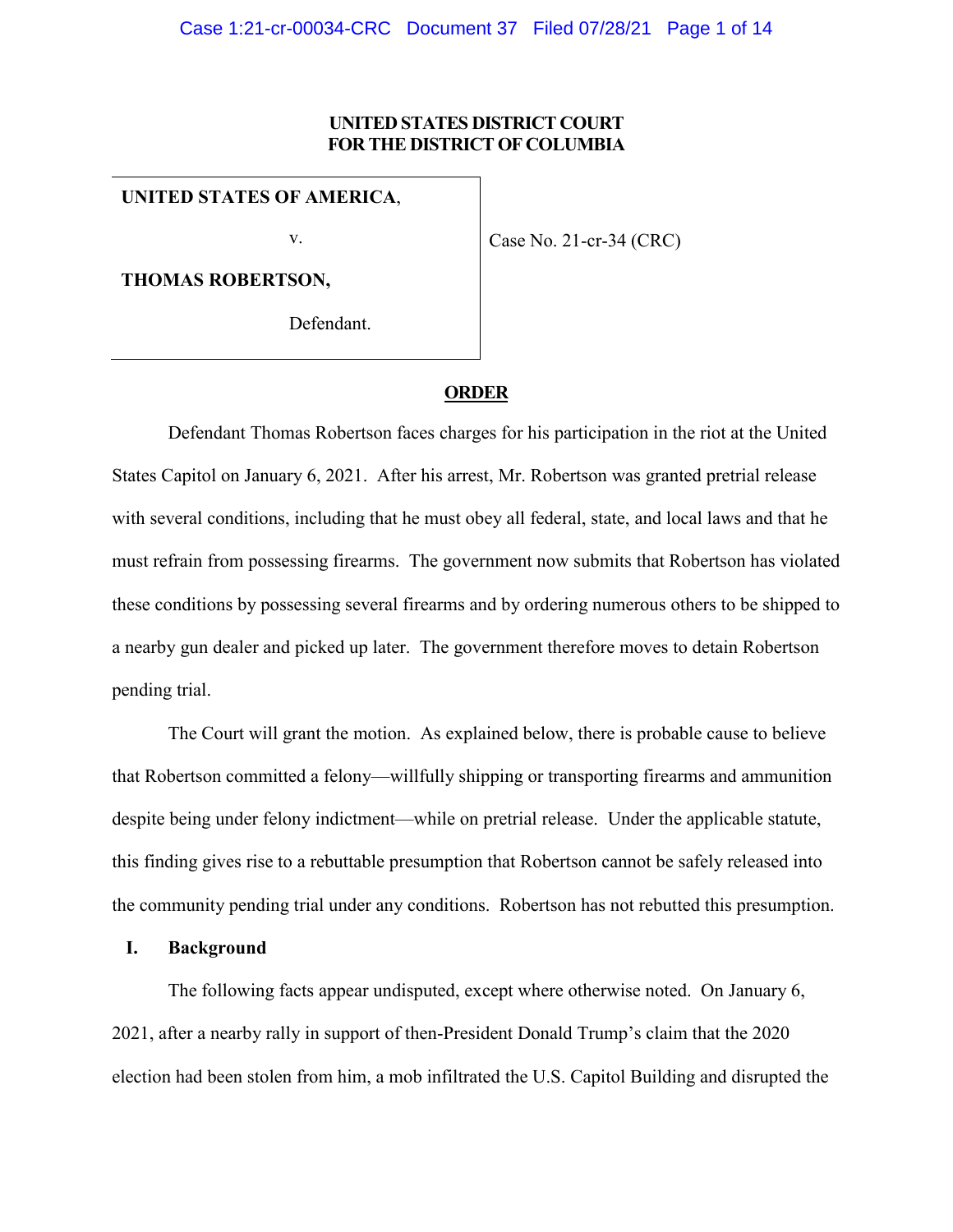**UNITED STATES DISTRICT COURT**
**FOR THE DISTRICT OF COLUMBIA**

| | |
|---|---|
| **UNITED STATES OF AMERICA**, <br> v. <br> **THOMAS ROBERTSON,** <br> Defendant. | Case No. 21-cr-34 (CRC) |

**ORDER**

Defendant Thomas Robertson faces charges for his participation in the riot at the United States Capitol on January 6, 2021. After his arrest, Mr. Robertson was granted pretrial release with several conditions, including that he must obey all federal, state, and local laws and that he must refrain from possessing firearms. The government now submits that Robertson has violated these conditions by possessing several firearms and by ordering numerous others to be shipped to a nearby gun dealer and picked up later. The government therefore moves to detain Robertson pending trial.

The Court will grant the motion. As explained below, there is probable cause to believe that Robertson committed a felony—willfully shipping or transporting firearms and ammunition despite being under felony indictment—while on pretrial release. Under the applicable statute, this finding gives rise to a rebuttable presumption that Robertson cannot be safely released into the community pending trial under any conditions. Robertson has not rebutted this presumption.

## I. Background

The following facts appear undisputed, except where otherwise noted. On January 6, 2021, after a nearby rally in support of then-President Donald Trump's claim that the 2020 election had been stolen from him, a mob infiltrated the U.S. Capitol Building and disrupted the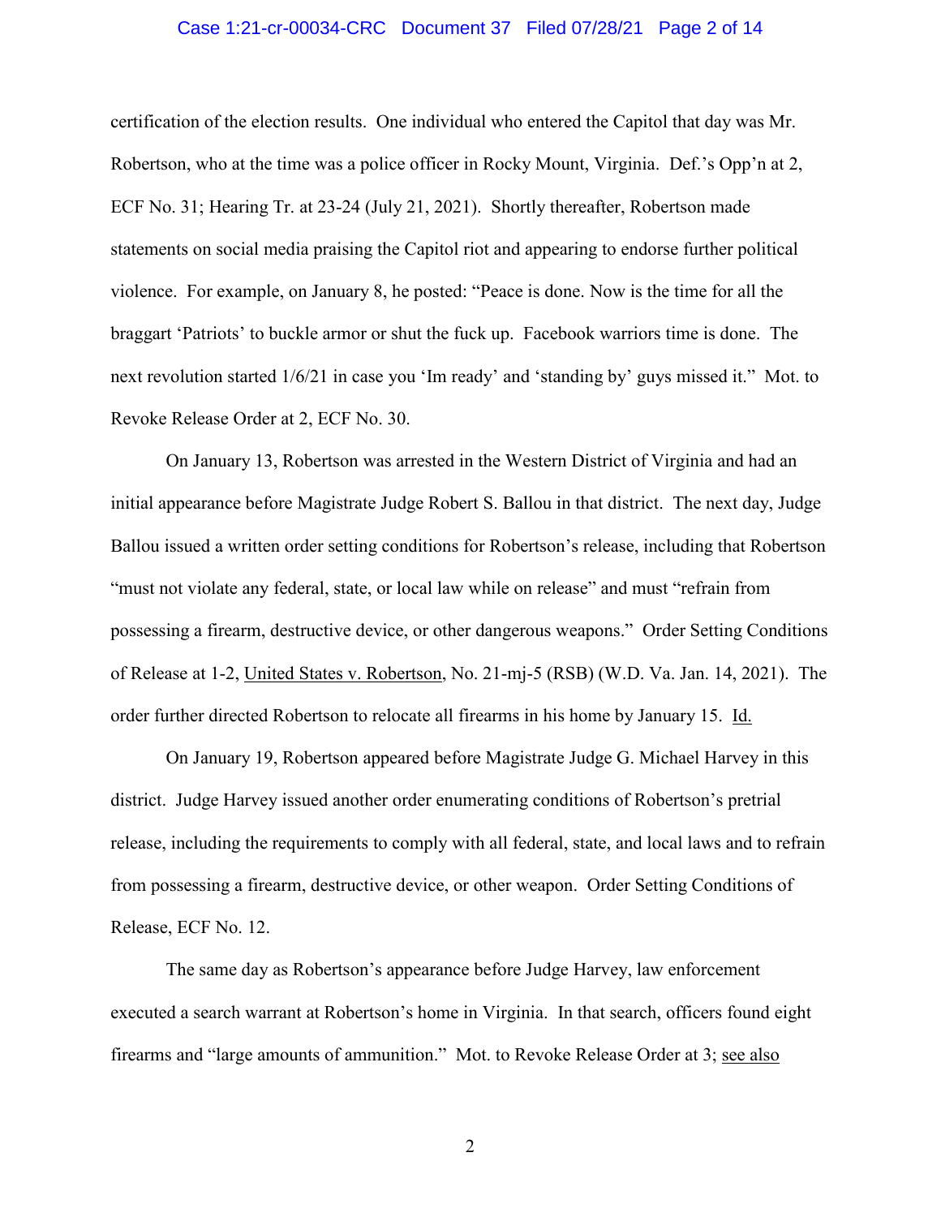certification of the election results. One individual who entered the Capitol that day was Mr. Robertson, who at the time was a police officer in Rocky Mount, Virginia. Def.'s Opp'n at 2, ECF No. 31; Hearing Tr. at 23-24 (July 21, 2021). Shortly thereafter, Robertson made statements on social media praising the Capitol riot and appearing to endorse further political violence. For example, on January 8, he posted: "Peace is done. Now is the time for all the braggart 'Patriots' to buckle armor or shut the fuck up. Facebook warriors time is done. The next revolution started 1/6/21 in case you 'Im ready' and 'standing by' guys missed it." Mot. to Revoke Release Order at 2, ECF No. 30.

On January 13, Robertson was arrested in the Western District of Virginia and had an initial appearance before Magistrate Judge Robert S. Ballou in that district. The next day, Judge Ballou issued a written order setting conditions for Robertson's release, including that Robertson "must not violate any federal, state, or local law while on release" and must "refrain from possessing a firearm, destructive device, or other dangerous weapons." Order Setting Conditions of Release at 1-2, United States v. Robertson, No. 21-mj-5 (RSB) (W.D. Va. Jan. 14, 2021). The order further directed Robertson to relocate all firearms in his home by January 15. Id.

On January 19, Robertson appeared before Magistrate Judge G. Michael Harvey in this district. Judge Harvey issued another order enumerating conditions of Robertson's pretrial release, including the requirements to comply with all federal, state, and local laws and to refrain from possessing a firearm, destructive device, or other weapon. Order Setting Conditions of Release, ECF No. 12.

The same day as Robertson's appearance before Judge Harvey, law enforcement executed a search warrant at Robertson's home in Virginia. In that search, officers found eight firearms and "large amounts of ammunition." Mot. to Revoke Release Order at 3; see also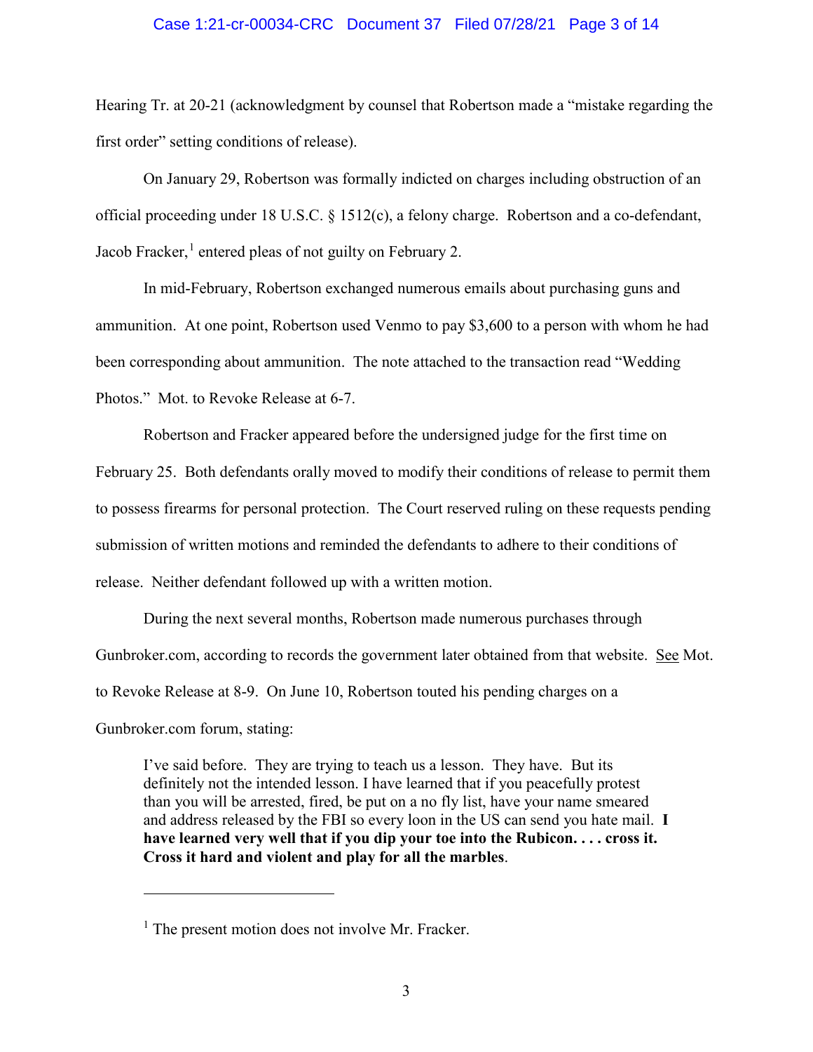Hearing Tr. at 20-21 (acknowledgment by counsel that Robertson made a "mistake regarding the first order" setting conditions of release).

On January 29, Robertson was formally indicted on charges including obstruction of an official proceeding under 18 U.S.C. § 1512(c), a felony charge. Robertson and a co-defendant, Jacob Fracker,[1] entered pleas of not guilty on February 2.

In mid-February, Robertson exchanged numerous emails about purchasing guns and ammunition. At one point, Robertson used Venmo to pay $3,600 to a person with whom he had been corresponding about ammunition. The note attached to the transaction read "Wedding Photos." Mot. to Revoke Release at 6-7.

Robertson and Fracker appeared before the undersigned judge for the first time on February 25. Both defendants orally moved to modify their conditions of release to permit them to possess firearms for personal protection. The Court reserved ruling on these requests pending submission of written motions and reminded the defendants to adhere to their conditions of release. Neither defendant followed up with a written motion.

During the next several months, Robertson made numerous purchases through Gunbroker.com, according to records the government later obtained from that website. See Mot. to Revoke Release at 8-9. On June 10, Robertson touted his pending charges on a Gunbroker.com forum, stating:

> I've said before. They are trying to teach us a lesson. They have. But its definitely not the intended lesson. I have learned that if you peacefully protest than you will be arrested, fired, be put on a no fly list, have your name smeared and address released by the FBI so every loon in the US can send you hate mail. **I have learned very well that if you dip your toe into the Rubicon. . . . cross it. Cross it hard and violent and play for all the marbles**.

---

[1] The present motion does not involve Mr. Fracker.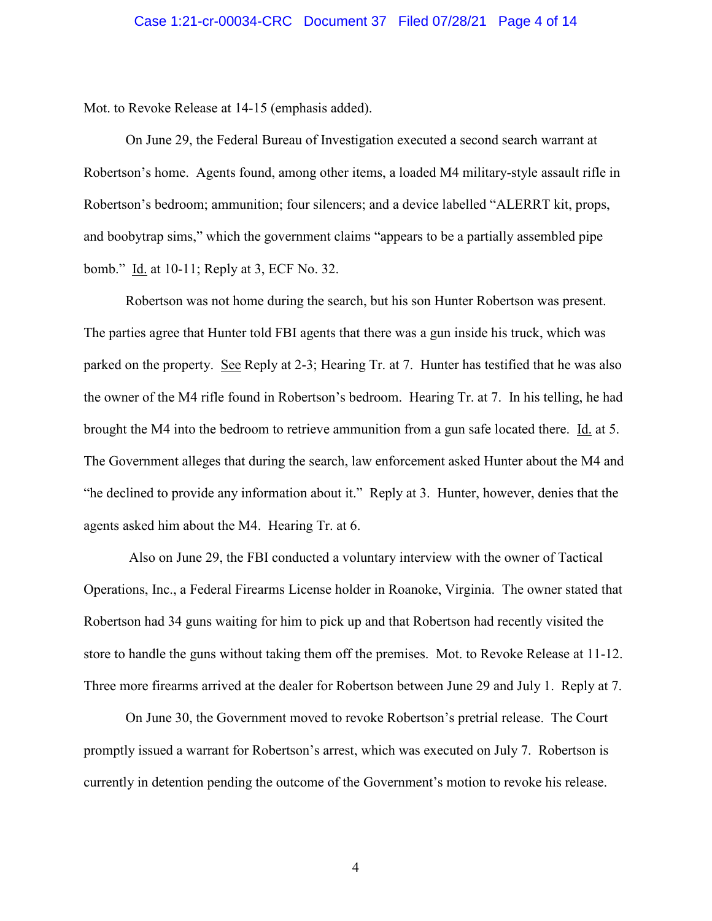Mot. to Revoke Release at 14-15 (emphasis added).

On June 29, the Federal Bureau of Investigation executed a second search warrant at Robertson's home. Agents found, among other items, a loaded M4 military-style assault rifle in Robertson's bedroom; ammunition; four silencers; and a device labelled "ALERRT kit, props, and boobytrap sims," which the government claims "appears to be a partially assembled pipe bomb." Id. at 10-11; Reply at 3, ECF No. 32.

Robertson was not home during the search, but his son Hunter Robertson was present. The parties agree that Hunter told FBI agents that there was a gun inside his truck, which was parked on the property. See Reply at 2-3; Hearing Tr. at 7. Hunter has testified that he was also the owner of the M4 rifle found in Robertson's bedroom. Hearing Tr. at 7. In his telling, he had brought the M4 into the bedroom to retrieve ammunition from a gun safe located there. Id. at 5. The Government alleges that during the search, law enforcement asked Hunter about the M4 and "he declined to provide any information about it." Reply at 3. Hunter, however, denies that the agents asked him about the M4. Hearing Tr. at 6.

Also on June 29, the FBI conducted a voluntary interview with the owner of Tactical Operations, Inc., a Federal Firearms License holder in Roanoke, Virginia. The owner stated that Robertson had 34 guns waiting for him to pick up and that Robertson had recently visited the store to handle the guns without taking them off the premises. Mot. to Revoke Release at 11-12. Three more firearms arrived at the dealer for Robertson between June 29 and July 1. Reply at 7.

On June 30, the Government moved to revoke Robertson's pretrial release. The Court promptly issued a warrant for Robertson's arrest, which was executed on July 7. Robertson is currently in detention pending the outcome of the Government's motion to revoke his release.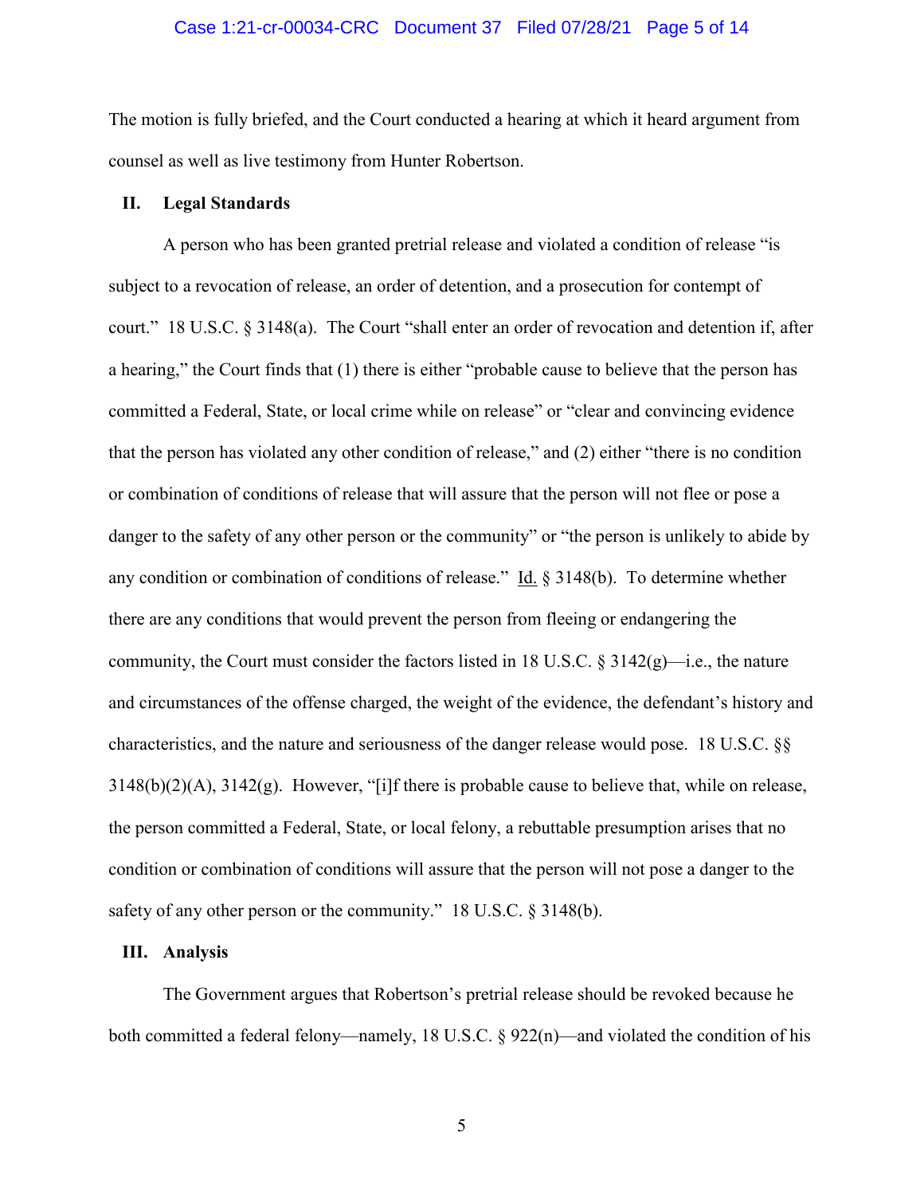The motion is fully briefed, and the Court conducted a hearing at which it heard argument from counsel as well as live testimony from Hunter Robertson.

## II. Legal Standards

A person who has been granted pretrial release and violated a condition of release "is subject to a revocation of release, an order of detention, and a prosecution for contempt of court." 18 U.S.C. § 3148(a). The Court "shall enter an order of revocation and detention if, after a hearing," the Court finds that (1) there is either "probable cause to believe that the person has committed a Federal, State, or local crime while on release" or "clear and convincing evidence that the person has violated any other condition of release," and (2) either "there is no condition or combination of conditions of release that will assure that the person will not flee or pose a danger to the safety of any other person or the community" or "the person is unlikely to abide by any condition or combination of conditions of release." Id. § 3148(b). To determine whether there are any conditions that would prevent the person from fleeing or endangering the community, the Court must consider the factors listed in 18 U.S.C. § 3142(g)—i.e., the nature and circumstances of the offense charged, the weight of the evidence, the defendant's history and characteristics, and the nature and seriousness of the danger release would pose. 18 U.S.C. §§ 3148(b)(2)(A), 3142(g). However, "[i]f there is probable cause to believe that, while on release, the person committed a Federal, State, or local felony, a rebuttable presumption arises that no condition or combination of conditions will assure that the person will not pose a danger to the safety of any other person or the community." 18 U.S.C. § 3148(b).

## III. Analysis

The Government argues that Robertson's pretrial release should be revoked because he both committed a federal felony—namely, 18 U.S.C. § 922(n)—and violated the condition of his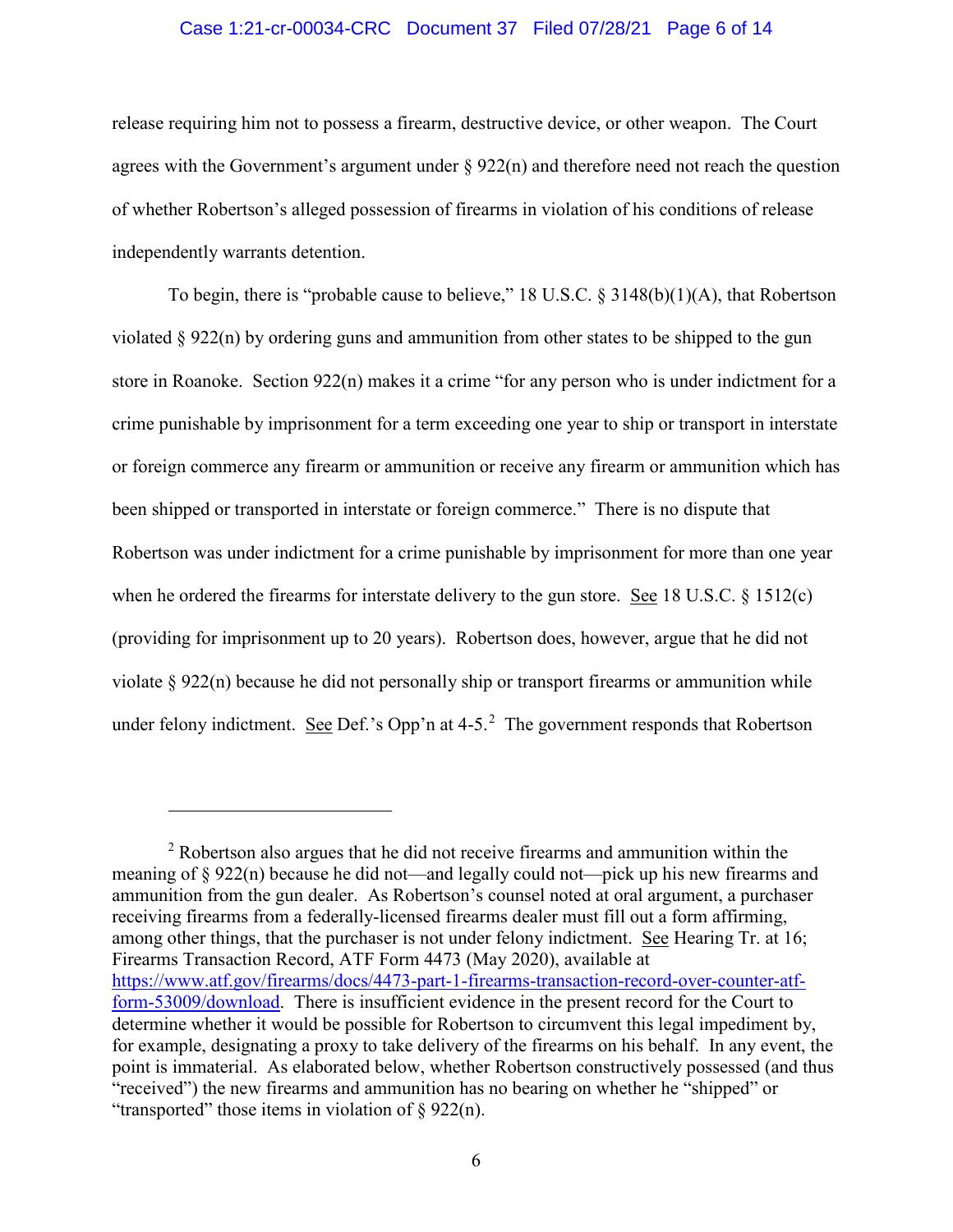release requiring him not to possess a firearm, destructive device, or other weapon. The Court agrees with the Government's argument under § 922(n) and therefore need not reach the question of whether Robertson's alleged possession of firearms in violation of his conditions of release independently warrants detention.

To begin, there is "probable cause to believe," 18 U.S.C. § 3148(b)(1)(A), that Robertson violated § 922(n) by ordering guns and ammunition from other states to be shipped to the gun store in Roanoke. Section 922(n) makes it a crime "for any person who is under indictment for a crime punishable by imprisonment for a term exceeding one year to ship or transport in interstate or foreign commerce any firearm or ammunition or receive any firearm or ammunition which has been shipped or transported in interstate or foreign commerce." There is no dispute that Robertson was under indictment for a crime punishable by imprisonment for more than one year when he ordered the firearms for interstate delivery to the gun store. See 18 U.S.C. § 1512(c) (providing for imprisonment up to 20 years). Robertson does, however, argue that he did not violate § 922(n) because he did not personally ship or transport firearms or ammunition while under felony indictment. See Def.'s Opp'n at 4-5.[2] The government responds that Robertson

---

[2] Robertson also argues that he did not receive firearms and ammunition within the meaning of § 922(n) because he did not—and legally could not—pick up his new firearms and ammunition from the gun dealer. As Robertson's counsel noted at oral argument, a purchaser receiving firearms from a federally-licensed firearms dealer must fill out a form affirming, among other things, that the purchaser is not under felony indictment. See Hearing Tr. at 16; Firearms Transaction Record, ATF Form 4473 (May 2020), available at https://www.atf.gov/firearms/docs/4473-part-1-firearms-transaction-record-over-counter-atf-form-53009/download. There is insufficient evidence in the present record for the Court to determine whether it would be possible for Robertson to circumvent this legal impediment by, for example, designating a proxy to take delivery of the firearms on his behalf. In any event, the point is immaterial. As elaborated below, whether Robertson constructively possessed (and thus "received") the new firearms and ammunition has no bearing on whether he "shipped" or "transported" those items in violation of § 922(n).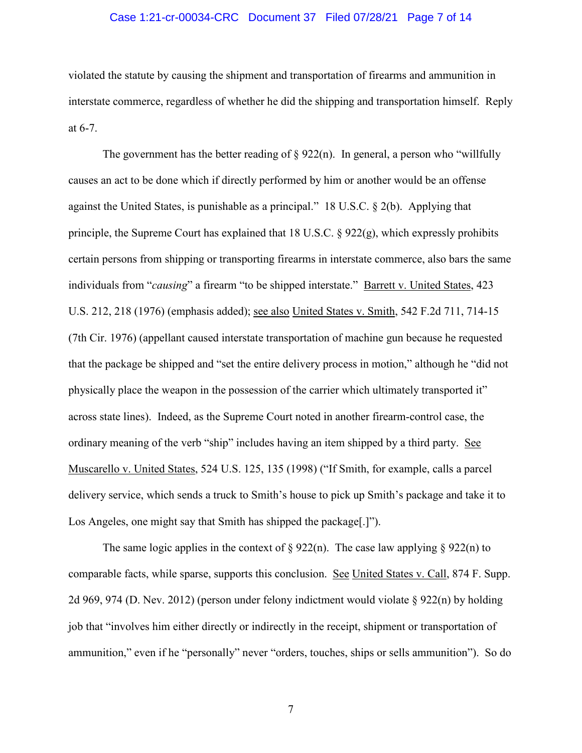violated the statute by causing the shipment and transportation of firearms and ammunition in interstate commerce, regardless of whether he did the shipping and transportation himself. Reply at 6-7.

The government has the better reading of § 922(n). In general, a person who "willfully causes an act to be done which if directly performed by him or another would be an offense against the United States, is punishable as a principal." 18 U.S.C. § 2(b). Applying that principle, the Supreme Court has explained that 18 U.S.C. § 922(g), which expressly prohibits certain persons from shipping or transporting firearms in interstate commerce, also bars the same individuals from "*causing*" a firearm "to be shipped interstate." Barrett v. United States, 423 U.S. 212, 218 (1976) (emphasis added); see also United States v. Smith, 542 F.2d 711, 714-15 (7th Cir. 1976) (appellant caused interstate transportation of machine gun because he requested that the package be shipped and "set the entire delivery process in motion," although he "did not physically place the weapon in the possession of the carrier which ultimately transported it" across state lines). Indeed, as the Supreme Court noted in another firearm-control case, the ordinary meaning of the verb "ship" includes having an item shipped by a third party. See Muscarello v. United States, 524 U.S. 125, 135 (1998) ("If Smith, for example, calls a parcel delivery service, which sends a truck to Smith's house to pick up Smith's package and take it to Los Angeles, one might say that Smith has shipped the package[.]").

The same logic applies in the context of § 922(n). The case law applying § 922(n) to comparable facts, while sparse, supports this conclusion. See United States v. Call, 874 F. Supp. 2d 969, 974 (D. Nev. 2012) (person under felony indictment would violate § 922(n) by holding job that "involves him either directly or indirectly in the receipt, shipment or transportation of ammunition," even if he "personally" never "orders, touches, ships or sells ammunition"). So do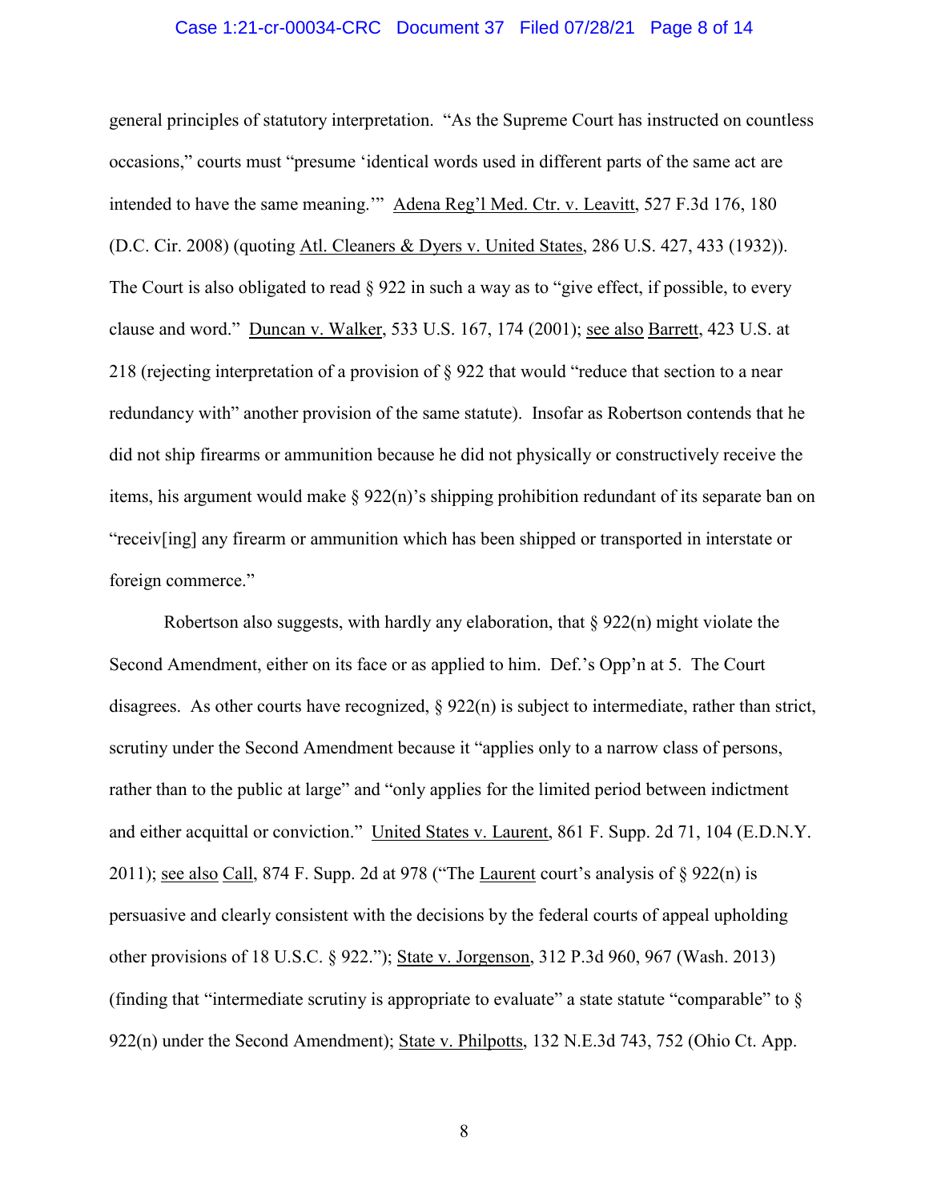general principles of statutory interpretation. "As the Supreme Court has instructed on countless occasions," courts must "presume 'identical words used in different parts of the same act are intended to have the same meaning.'" Adena Reg'l Med. Ctr. v. Leavitt, 527 F.3d 176, 180 (D.C. Cir. 2008) (quoting Atl. Cleaners & Dyers v. United States, 286 U.S. 427, 433 (1932)). The Court is also obligated to read § 922 in such a way as to "give effect, if possible, to every clause and word." Duncan v. Walker, 533 U.S. 167, 174 (2001); see also Barrett, 423 U.S. at 218 (rejecting interpretation of a provision of § 922 that would "reduce that section to a near redundancy with" another provision of the same statute). Insofar as Robertson contends that he did not ship firearms or ammunition because he did not physically or constructively receive the items, his argument would make § 922(n)'s shipping prohibition redundant of its separate ban on "receiv[ing] any firearm or ammunition which has been shipped or transported in interstate or foreign commerce."

Robertson also suggests, with hardly any elaboration, that § 922(n) might violate the Second Amendment, either on its face or as applied to him. Def.'s Opp'n at 5. The Court disagrees. As other courts have recognized, § 922(n) is subject to intermediate, rather than strict, scrutiny under the Second Amendment because it "applies only to a narrow class of persons, rather than to the public at large" and "only applies for the limited period between indictment and either acquittal or conviction." United States v. Laurent, 861 F. Supp. 2d 71, 104 (E.D.N.Y. 2011); see also Call, 874 F. Supp. 2d at 978 ("The Laurent court's analysis of § 922(n) is persuasive and clearly consistent with the decisions by the federal courts of appeal upholding other provisions of 18 U.S.C. § 922."); State v. Jorgenson, 312 P.3d 960, 967 (Wash. 2013) (finding that "intermediate scrutiny is appropriate to evaluate" a state statute "comparable" to § 922(n) under the Second Amendment); State v. Philpotts, 132 N.E.3d 743, 752 (Ohio Ct. App.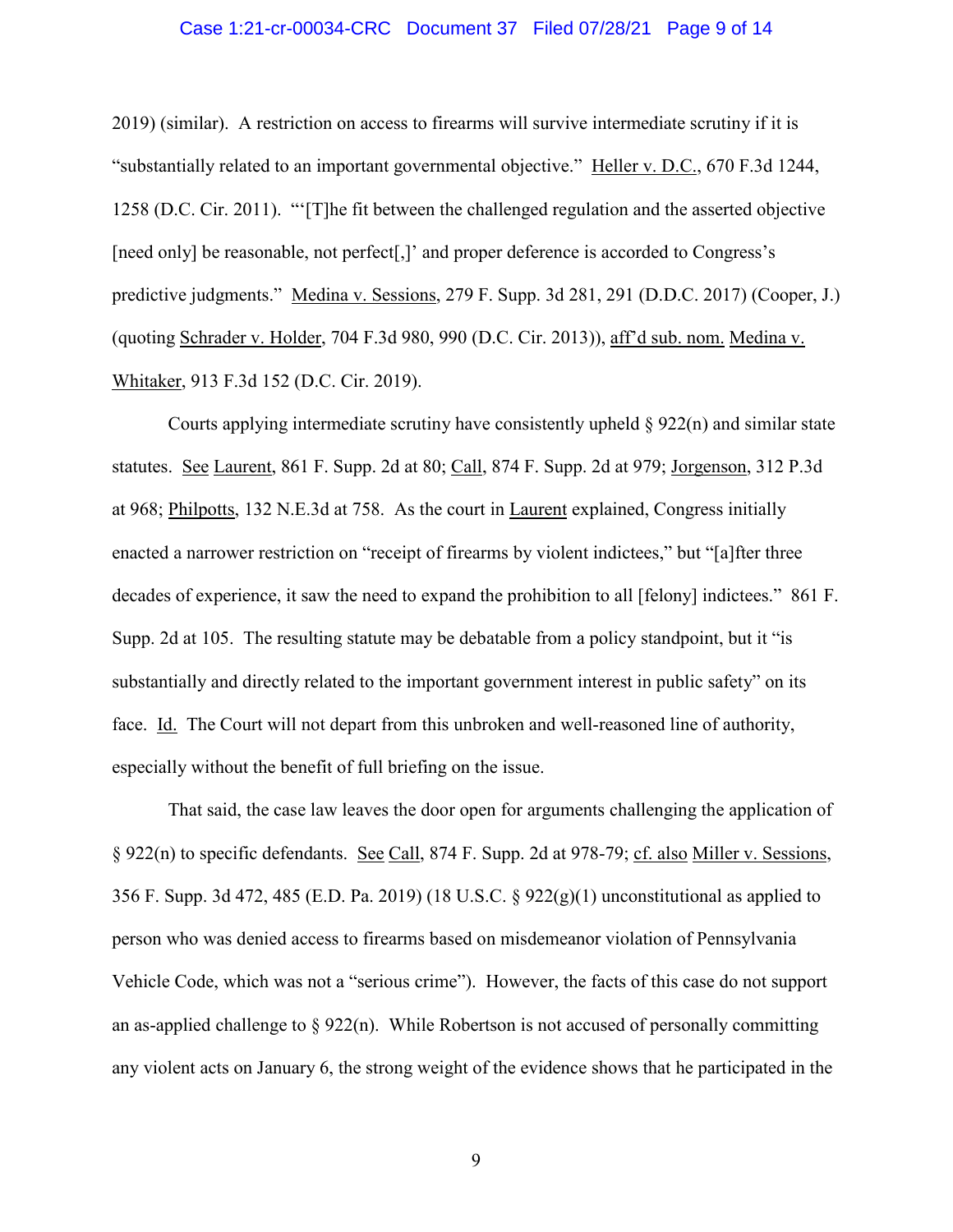2019) (similar). A restriction on access to firearms will survive intermediate scrutiny if it is "substantially related to an important governmental objective." Heller v. D.C., 670 F.3d 1244, 1258 (D.C. Cir. 2011). "'[T]he fit between the challenged regulation and the asserted objective [need only] be reasonable, not perfect[,]' and proper deference is accorded to Congress's predictive judgments." Medina v. Sessions, 279 F. Supp. 3d 281, 291 (D.D.C. 2017) (Cooper, J.) (quoting Schrader v. Holder, 704 F.3d 980, 990 (D.C. Cir. 2013)), aff'd sub. nom. Medina v. Whitaker, 913 F.3d 152 (D.C. Cir. 2019).

Courts applying intermediate scrutiny have consistently upheld § 922(n) and similar state statutes. See Laurent, 861 F. Supp. 2d at 80; Call, 874 F. Supp. 2d at 979; Jorgenson, 312 P.3d at 968; Philpotts, 132 N.E.3d at 758. As the court in Laurent explained, Congress initially enacted a narrower restriction on "receipt of firearms by violent indictees," but "[a]fter three decades of experience, it saw the need to expand the prohibition to all [felony] indictees." 861 F. Supp. 2d at 105. The resulting statute may be debatable from a policy standpoint, but it "is substantially and directly related to the important government interest in public safety" on its face. Id. The Court will not depart from this unbroken and well-reasoned line of authority, especially without the benefit of full briefing on the issue.

That said, the case law leaves the door open for arguments challenging the application of § 922(n) to specific defendants. See Call, 874 F. Supp. 2d at 978-79; cf. also Miller v. Sessions, 356 F. Supp. 3d 472, 485 (E.D. Pa. 2019) (18 U.S.C. § 922(g)(1) unconstitutional as applied to person who was denied access to firearms based on misdemeanor violation of Pennsylvania Vehicle Code, which was not a "serious crime"). However, the facts of this case do not support an as-applied challenge to § 922(n). While Robertson is not accused of personally committing any violent acts on January 6, the strong weight of the evidence shows that he participated in the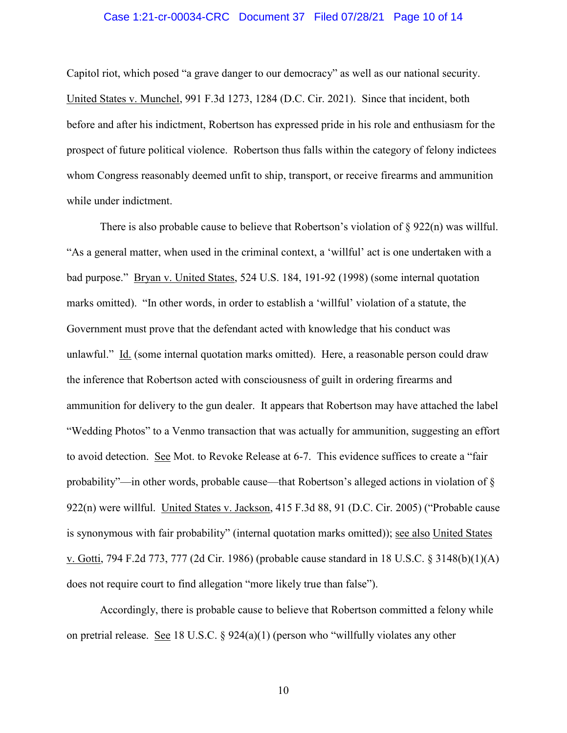Capitol riot, which posed "a grave danger to our democracy" as well as our national security. United States v. Munchel, 991 F.3d 1273, 1284 (D.C. Cir. 2021). Since that incident, both before and after his indictment, Robertson has expressed pride in his role and enthusiasm for the prospect of future political violence. Robertson thus falls within the category of felony indictees whom Congress reasonably deemed unfit to ship, transport, or receive firearms and ammunition while under indictment.

There is also probable cause to believe that Robertson's violation of § 922(n) was willful. "As a general matter, when used in the criminal context, a 'willful' act is one undertaken with a bad purpose." Bryan v. United States, 524 U.S. 184, 191-92 (1998) (some internal quotation marks omitted). "In other words, in order to establish a 'willful' violation of a statute, the Government must prove that the defendant acted with knowledge that his conduct was unlawful." Id. (some internal quotation marks omitted). Here, a reasonable person could draw the inference that Robertson acted with consciousness of guilt in ordering firearms and ammunition for delivery to the gun dealer. It appears that Robertson may have attached the label "Wedding Photos" to a Venmo transaction that was actually for ammunition, suggesting an effort to avoid detection. See Mot. to Revoke Release at 6-7. This evidence suffices to create a "fair probability"—in other words, probable cause—that Robertson's alleged actions in violation of § 922(n) were willful. United States v. Jackson, 415 F.3d 88, 91 (D.C. Cir. 2005) ("Probable cause is synonymous with fair probability" (internal quotation marks omitted)); see also United States v. Gotti, 794 F.2d 773, 777 (2d Cir. 1986) (probable cause standard in 18 U.S.C. § 3148(b)(1)(A) does not require court to find allegation "more likely true than false").

Accordingly, there is probable cause to believe that Robertson committed a felony while on pretrial release. See 18 U.S.C. § 924(a)(1) (person who "willfully violates any other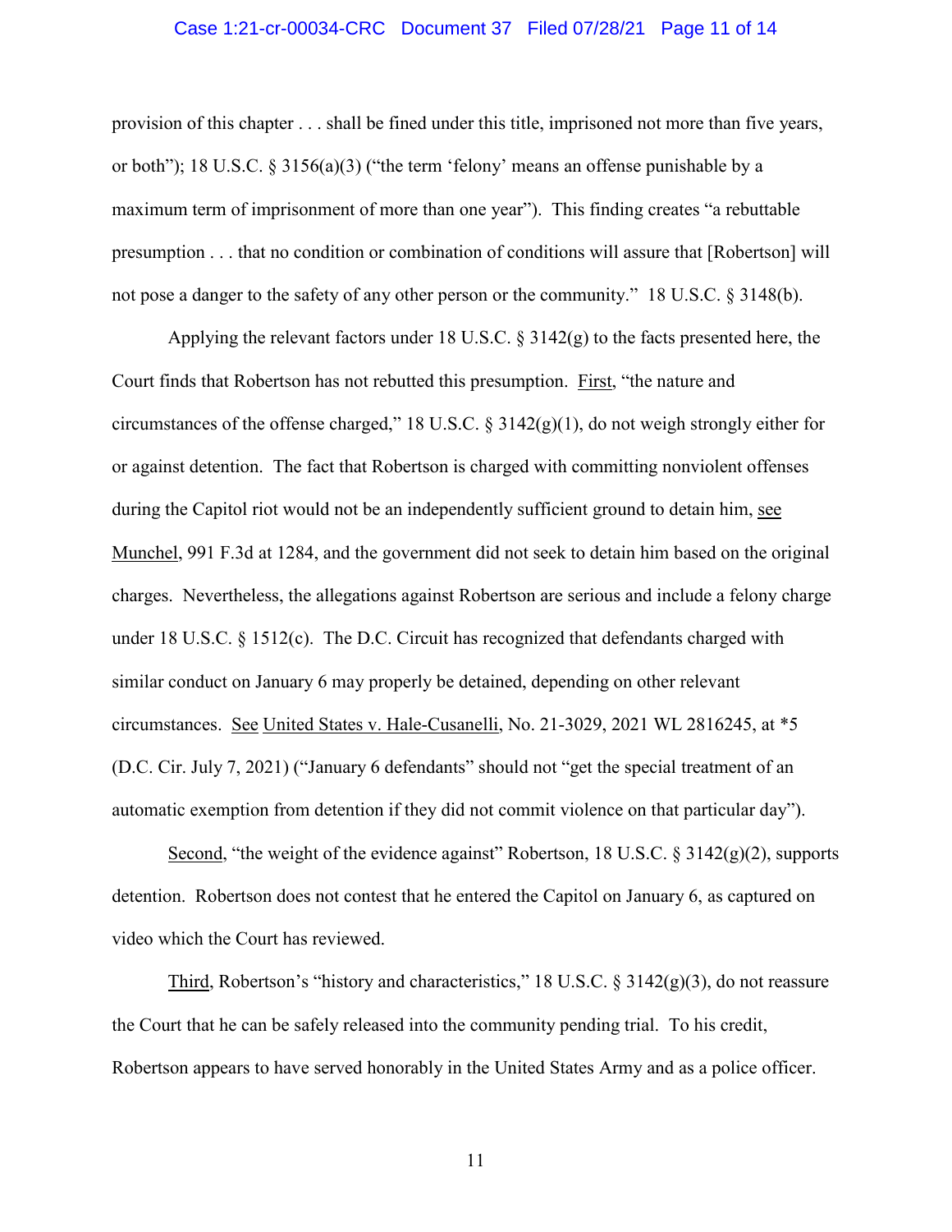provision of this chapter . . . shall be fined under this title, imprisoned not more than five years, or both"); 18 U.S.C. § 3156(a)(3) ("the term 'felony' means an offense punishable by a maximum term of imprisonment of more than one year"). This finding creates "a rebuttable presumption . . . that no condition or combination of conditions will assure that [Robertson] will not pose a danger to the safety of any other person or the community." 18 U.S.C. § 3148(b).

Applying the relevant factors under 18 U.S.C. § 3142(g) to the facts presented here, the Court finds that Robertson has not rebutted this presumption. First, "the nature and circumstances of the offense charged," 18 U.S.C. § 3142(g)(1), do not weigh strongly either for or against detention. The fact that Robertson is charged with committing nonviolent offenses during the Capitol riot would not be an independently sufficient ground to detain him, see Munchel, 991 F.3d at 1284, and the government did not seek to detain him based on the original charges. Nevertheless, the allegations against Robertson are serious and include a felony charge under 18 U.S.C. § 1512(c). The D.C. Circuit has recognized that defendants charged with similar conduct on January 6 may properly be detained, depending on other relevant circumstances. See United States v. Hale-Cusanelli, No. 21-3029, 2021 WL 2816245, at *5 (D.C. Cir. July 7, 2021) ("January 6 defendants" should not "get the special treatment of an automatic exemption from detention if they did not commit violence on that particular day").

Second, "the weight of the evidence against" Robertson, 18 U.S.C. § 3142(g)(2), supports detention. Robertson does not contest that he entered the Capitol on January 6, as captured on video which the Court has reviewed.

Third, Robertson's "history and characteristics," 18 U.S.C. § 3142(g)(3), do not reassure the Court that he can be safely released into the community pending trial. To his credit, Robertson appears to have served honorably in the United States Army and as a police officer.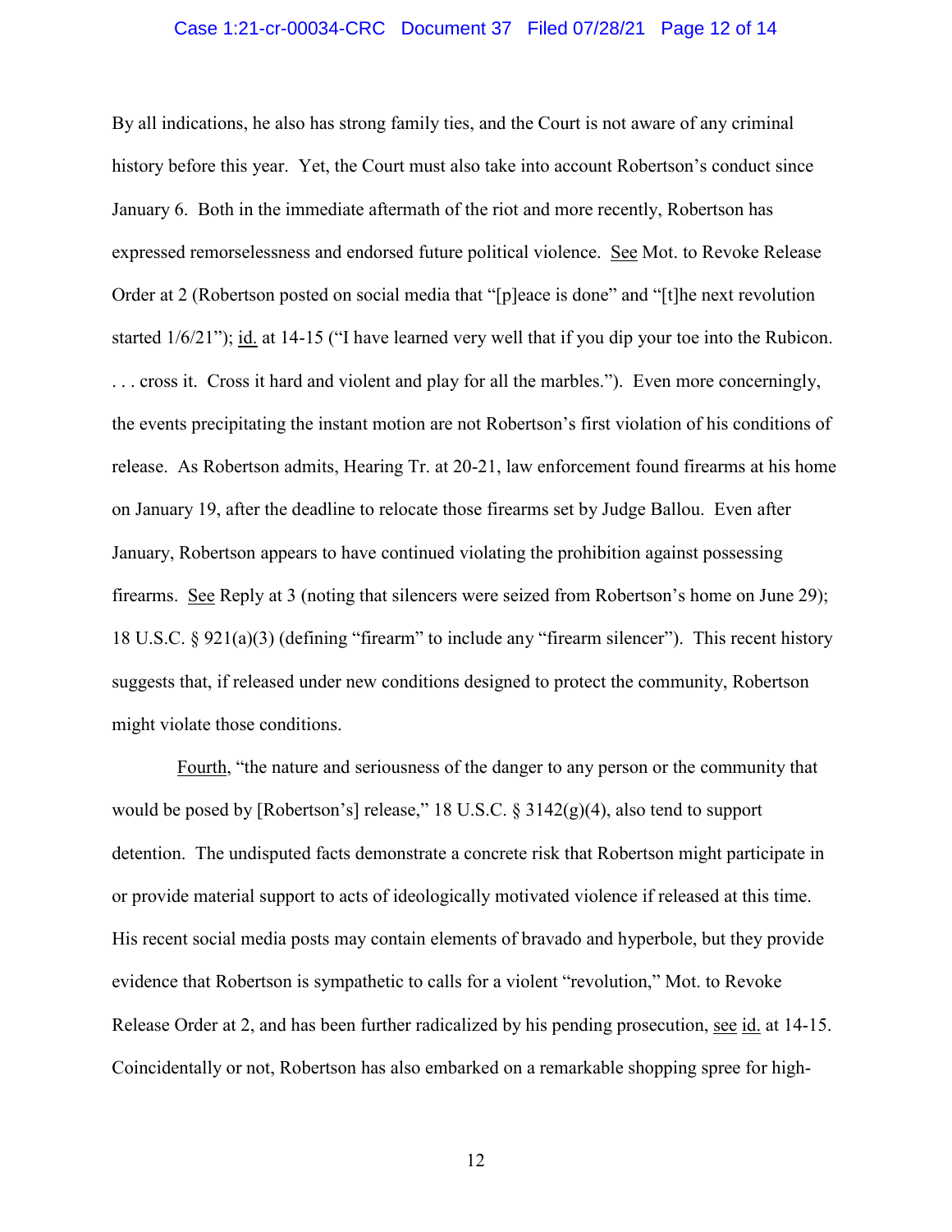By all indications, he also has strong family ties, and the Court is not aware of any criminal history before this year. Yet, the Court must also take into account Robertson's conduct since January 6. Both in the immediate aftermath of the riot and more recently, Robertson has expressed remorselessness and endorsed future political violence. See Mot. to Revoke Release Order at 2 (Robertson posted on social media that "[p]eace is done" and "[t]he next revolution started 1/6/21"); id. at 14-15 ("I have learned very well that if you dip your toe into the Rubicon. . . . cross it. Cross it hard and violent and play for all the marbles."). Even more concerningly, the events precipitating the instant motion are not Robertson's first violation of his conditions of release. As Robertson admits, Hearing Tr. at 20-21, law enforcement found firearms at his home on January 19, after the deadline to relocate those firearms set by Judge Ballou. Even after January, Robertson appears to have continued violating the prohibition against possessing firearms. See Reply at 3 (noting that silencers were seized from Robertson's home on June 29); 18 U.S.C. § 921(a)(3) (defining "firearm" to include any "firearm silencer"). This recent history suggests that, if released under new conditions designed to protect the community, Robertson might violate those conditions.

Fourth, "the nature and seriousness of the danger to any person or the community that would be posed by [Robertson's] release," 18 U.S.C. § 3142(g)(4), also tend to support detention. The undisputed facts demonstrate a concrete risk that Robertson might participate in or provide material support to acts of ideologically motivated violence if released at this time. His recent social media posts may contain elements of bravado and hyperbole, but they provide evidence that Robertson is sympathetic to calls for a violent "revolution," Mot. to Revoke Release Order at 2, and has been further radicalized by his pending prosecution, see id. at 14-15. Coincidentally or not, Robertson has also embarked on a remarkable shopping spree for high-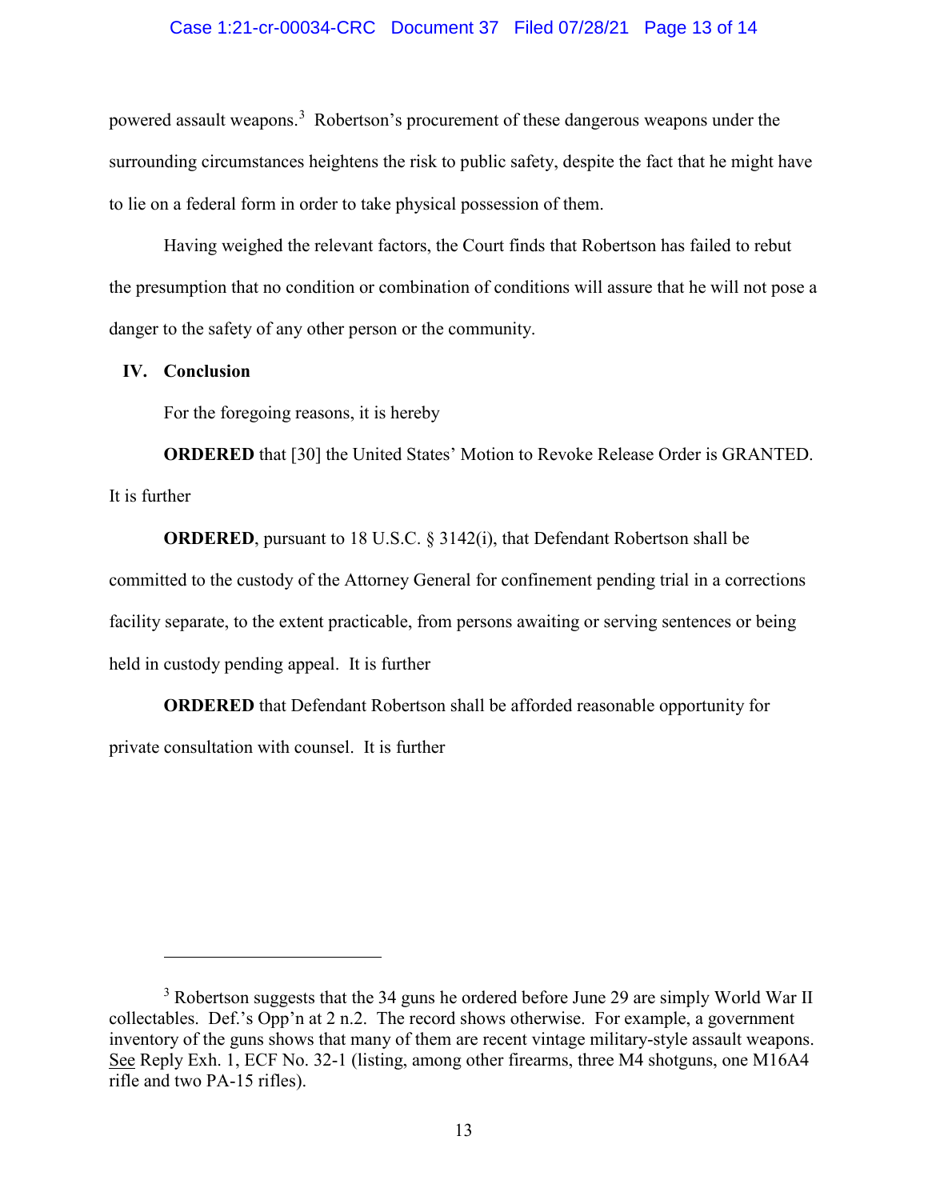powered assault weapons.[3] Robertson's procurement of these dangerous weapons under the surrounding circumstances heightens the risk to public safety, despite the fact that he might have to lie on a federal form in order to take physical possession of them.

Having weighed the relevant factors, the Court finds that Robertson has failed to rebut the presumption that no condition or combination of conditions will assure that he will not pose a danger to the safety of any other person or the community.

## IV. Conclusion

For the foregoing reasons, it is hereby

**ORDERED** that [30] the United States' Motion to Revoke Release Order is GRANTED. It is further

**ORDERED**, pursuant to 18 U.S.C. § 3142(i), that Defendant Robertson shall be committed to the custody of the Attorney General for confinement pending trial in a corrections facility separate, to the extent practicable, from persons awaiting or serving sentences or being held in custody pending appeal. It is further

**ORDERED** that Defendant Robertson shall be afforded reasonable opportunity for private consultation with counsel. It is further

---

[3] Robertson suggests that the 34 guns he ordered before June 29 are simply World War II collectables. Def.'s Opp'n at 2 n.2. The record shows otherwise. For example, a government inventory of the guns shows that many of them are recent vintage military-style assault weapons. See Reply Exh. 1, ECF No. 32-1 (listing, among other firearms, three M4 shotguns, one M16A4 rifle and two PA-15 rifles).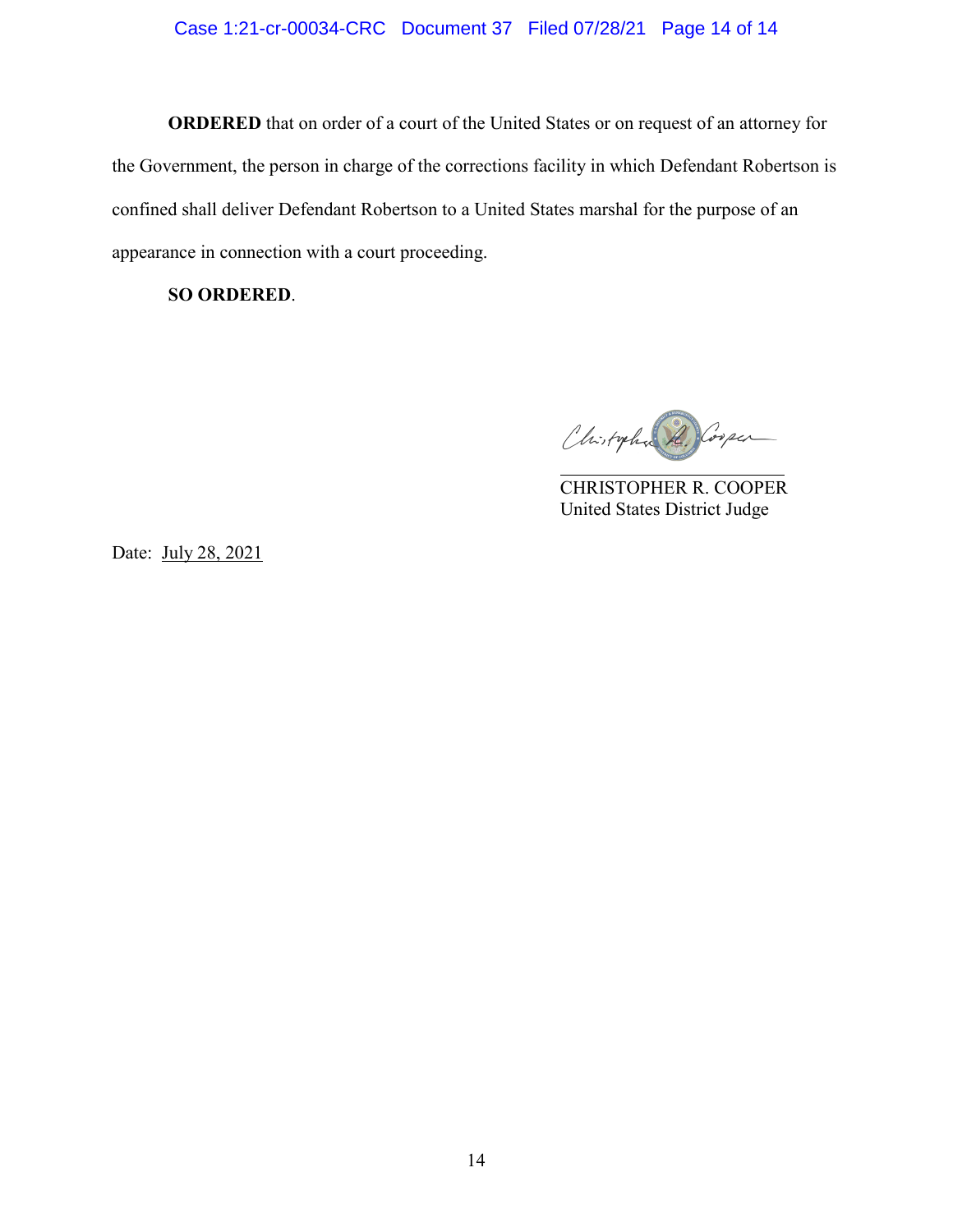**ORDERED** that on order of a court of the United States or on request of an attorney for the Government, the person in charge of the corrections facility in which Defendant Robertson is confined shall deliver Defendant Robertson to a United States marshal for the purpose of an appearance in connection with a court proceeding.

**SO ORDERED**.

CHRISTOPHER R. COOPER
United States District Judge

Date: July 28, 2021